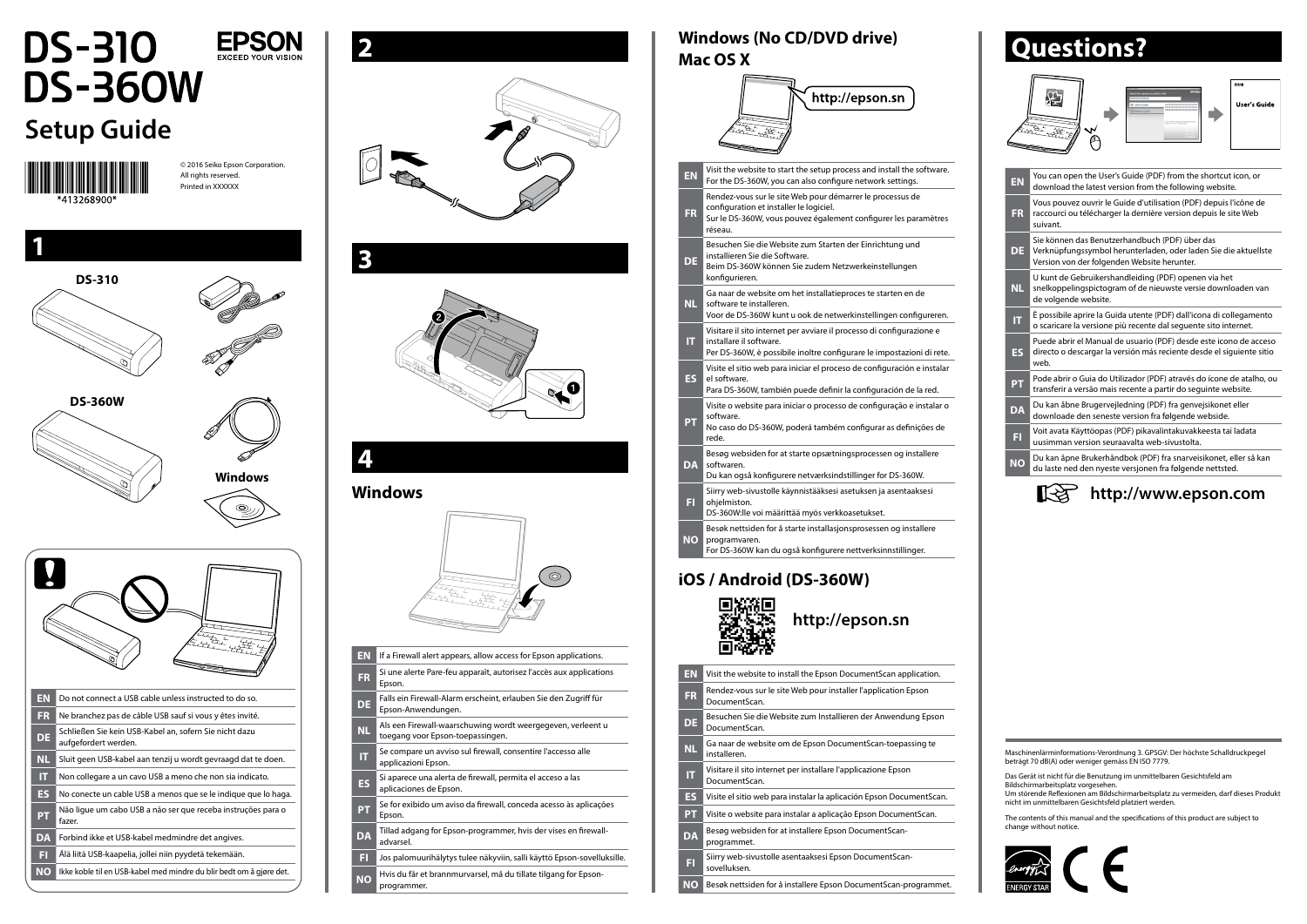# DS-310 DS-360W

EPSON
EXCEED YOUR VISION

## Setup Guide

*413268900*

© 2016 Seiko Epson Corporation.
All rights reserved.
Printed in XXXXXX

## 1

DS-310

DS-360W

Windows

| | |
|---|---|
| EN | Do not connect a USB cable unless instructed to do so. |
| FR | Ne branchez pas de câble USB sauf si vous y êtes invité. |
| DE | Schließen Sie kein USB-Kabel an, sofern Sie nicht dazu aufgefordert werden. |
| NL | Sluit geen USB-kabel aan tenzij u wordt gevraagd dat te doen. |
| IT | Non collegare a un cavo USB a meno che non sia indicato. |
| ES | No conecte un cable USB a menos que se le indique que lo haga. |
| PT | Não ligue um cabo USB a não ser que receba instruções para o fazer. |
| DA | Forbind ikke et USB-kabel medmindre det angives. |
| FI | Älä liitä USB-kaapelia, jollei niin pyydetä tekemään. |
| NO | Ikke koble til en USB-kabel med mindre du blir bedt om å gjøre det. |

## 2

## 3

## 4

### Windows

| | |
|---|---|
| EN | If a Firewall alert appears, allow access for Epson applications. |
| FR | Si une alerte Pare-feu apparaît, autorisez l'accès aux applications Epson. |
| DE | Falls ein Firewall-Alarm erscheint, erlauben Sie den Zugriff für Epson-Anwendungen. |
| NL | Als een Firewall-waarschuwing wordt weergegeven, verleent u toegang voor Epson-toepassingen. |
| IT | Se compare un avviso sul firewall, consentire l'accesso alle applicazioni Epson. |
| ES | Si aparece una alerta de firewall, permita el acceso a las aplicaciones de Epson. |
| PT | Se for exibido um aviso da firewall, conceda acesso às aplicações Epson. |
| DA | Tillad adgang for Epson-programmer, hvis der vises en firewall-advarsel. |
| FI | Jos palomuurihälytys tulee näkyviin, salli käyttö Epson-sovelluksille. |
| NO | Hvis du får et brannmurvarsel, må du tillate tilgang for Epson-programmer. |

### Windows (No CD/DVD drive)
### Mac OS X

http://epson.sn

| | |
|---|---|
| EN | Visit the website to start the setup process and install the software. For the DS-360W, you can also configure network settings. |
| FR | Rendez-vous sur le site Web pour démarrer le processus de configuration et installer le logiciel. Sur le DS-360W, vous pouvez également configurer les paramètres réseau. |
| DE | Besuchen Sie die Website zum Starten der Einrichtung und installieren Sie die Software. Beim DS-360W können Sie zudem Netzwerkeinstellungen konfigurieren. |
| NL | Ga naar de website om het installatieproces te starten en de software te installeren. Voor de DS-360W kunt u ook de netwerkinstellingen configureren. |
| IT | Visitare il sito internet per avviare il processo di configurazione e installare il software. Per DS-360W, è possibile inoltre configurare le impostazioni di rete. |
| ES | Visite el sitio web para iniciar el proceso de configuración e instalar el software. Para DS-360W, también puede definir la configuración de la red. |
| PT | Visite o website para iniciar o processo de configuração e instalar o software. No caso do DS-360W, poderá também configurar as definições de rede. |
| DA | Besøg websiden for at starte opsætningsprocessen og installere softwaren. Du kan også konfigurere netværksindstillinger for DS-360W. |
| FI | Siirry web-sivustolle käynnistääksesi asetuksen ja asentaaksesi ohjelmiston. DS-360W:lle voi määrittää myös verkkoasetukset. |
| NO | Besøk nettsiden for å starte installasjonsprosessen og installere programvaren. For DS-360W kan du også konfigurere nettverksinnstillinger. |

### iOS / Android (DS-360W)

http://epson.sn

| | |
|---|---|
| EN | Visit the website to install the Epson DocumentScan application. |
| FR | Rendez-vous sur le site Web pour installer l'application Epson DocumentScan. |
| DE | Besuchen Sie die Website zum Installieren der Anwendung Epson DocumentScan. |
| NL | Ga naar de website om de Epson DocumentScan-toepassing te installeren. |
| IT | Visitare il sito internet per installare l'applicazione Epson DocumentScan. |
| ES | Visite el sitio web para instalar la aplicación Epson DocumentScan. |
| PT | Visite o website para instalar a aplicação Epson DocumentScan. |
| DA | Besøg websiden for at installere Epson DocumentScan-programmet. |
| FI | Siirry web-sivustolle asentaaksesi Epson DocumentScan-sovelluksen. |
| NO | Besøk nettsiden for å installere Epson DocumentScan-programmet. |

## Questions?

User's Guide

| | |
|---|---|
| EN | You can open the User's Guide (PDF) from the shortcut icon, or download the latest version from the following website. |
| FR | Vous pouvez ouvrir le Guide d'utilisation (PDF) depuis l'icône de raccourci ou télécharger la dernière version depuis le site Web suivant. |
| DE | Sie können das Benutzerhandbuch (PDF) über das Verknüpfungssymbol herunterladen, oder laden Sie die aktuellste Version von der folgenden Website herunter. |
| NL | U kunt de Gebruikershandleiding (PDF) openen via het snelkoppelingspictogram of de nieuwste versie downloaden van de volgende website. |
| IT | È possibile aprire la Guida utente (PDF) dall'icona di collegamento o scaricare la versione più recente dal seguente sito internet. |
| ES | Puede abrir el Manual de usuario (PDF) desde este icono de acceso directo o descargar la versión más reciente desde el siguiente sitio web. |
| PT | Pode abrir o Guia do Utilizador (PDF) através do ícone de atalho, ou transferir a versão mais recente a partir do seguinte website. |
| DA | Du kan åbne Brugervejledning (PDF) fra genvejsikonet eller downloade den seneste version fra følgende webside. |
| FI | Voit avata Käyttöopas (PDF) pikavalintakuvakkeesta tai ladata uusimman version seuraavalta web-sivustolta. |
| NO | Du kan åpne Brukerhåndbok (PDF) fra snarveisikonet, eller så kan du laste ned den nyeste versjonen fra følgende nettsted. |

http://www.epson.com

Maschinenlärminformations-Verordnung 3. GPSGV: Der höchste Schalldruckpegel beträgt 70 dB(A) oder weniger gemäss EN ISO 7779.

Das Gerät ist nicht für die Benutzung im unmittelbaren Gesichtsfeld am Bildschirmarbeitsplatz vorgesehen.
Um störende Reflexionen am Bildschirmarbeitsplatz zu vermeiden, darf dieses Produkt nicht im unmittelbaren Gesichtsfeld platziert werden.

The contents of this manual and the specifications of this product are subject to change without notice.

ENERGY STAR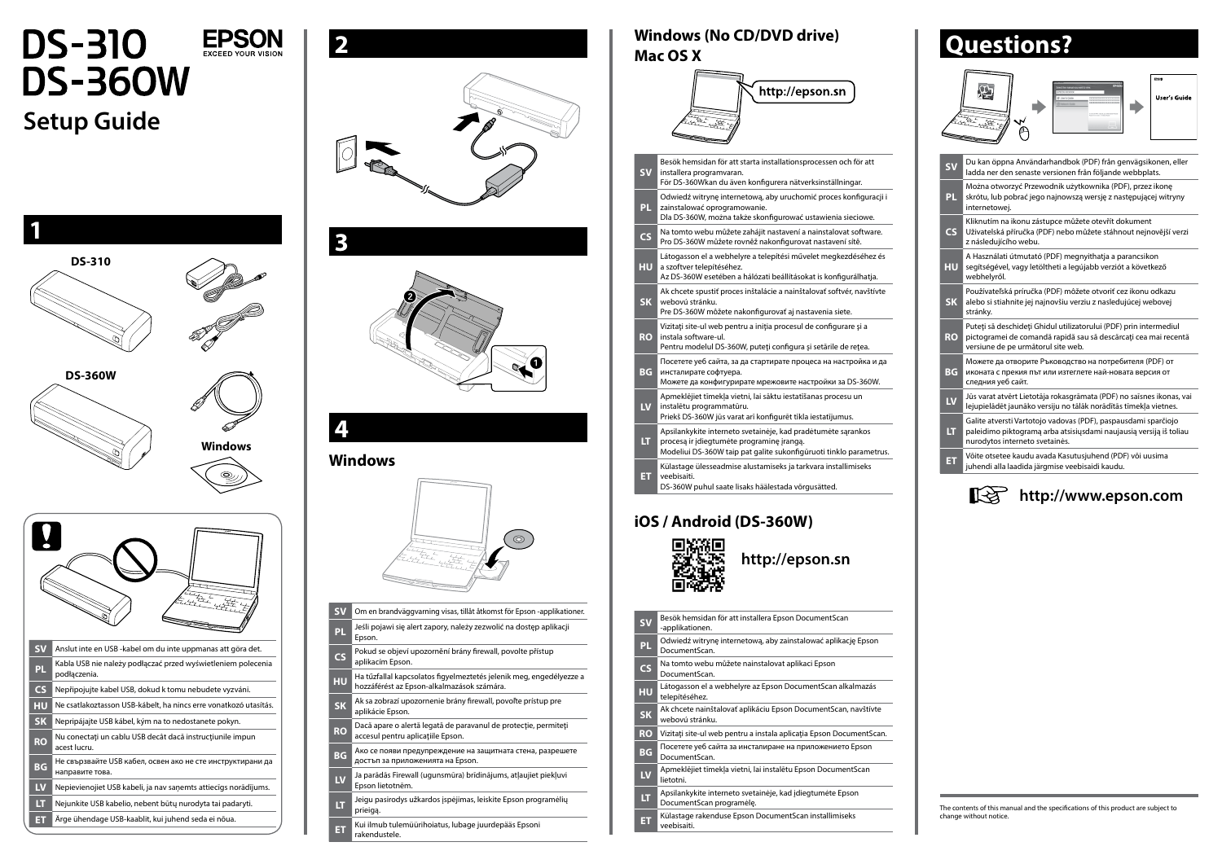# DS-310
# DS-360W

EPSON
EXCEED YOUR VISION

## Setup Guide

## 1

DS-310

DS-360W

Windows

| | |
|---|---|
| SV | Anslut inte en USB -kabel om du inte uppmanas att göra det. |
| PL | Kabla USB nie należy podłączać przed wyświetleniem polecenia podłączenia. |
| CS | Nepřipojujte kabel USB, dokud k tomu nebudete vyzváni. |
| HU | Ne csatlakoztasson USB-kábelt, ha nincs erre vonatkozó utasítás. |
| SK | Nepripájajte USB kábel, kým na to nedostanete pokyn. |
| RO | Nu conectaţi un cablu USB decât dacă instrucţiunile impun acest lucru. |
| BG | Не свързвайте USB кабел, освен ако не сте инструктирани да направите това. |
| LV | Nepievienojiet USB kabeli, ja nav saņemts attiecīgs norādījums. |
| LT | Nejunkite USB kabelio, nebent būtų nurodyta tai padaryti. |
| ET | Ärge ühendage USB-kaablit, kui juhend seda ei nõua. |

## 2

## 3

## 4

### Windows

| | |
|---|---|
| SV | Om en brandväggvarning visas, tillåt åtkomst för Epson -applikationer. |
| PL | Jeśli pojawi się alert zapory, należy zezwolić na dostęp aplikacji Epson. |
| CS | Pokud se objeví upozornění brány firewall, povolte přístup aplikacím Epson. |
| HU | Ha tűzfallal kapcsolatos figyelmeztetés jelenik meg, engedélyezze a hozzáférést az Epson-alkalmazások számára. |
| SK | Ak sa zobrazí upozornenie brány firewall, povoľte prístup pre aplikácie Epson. |
| RO | Dacă apare o alertă legată de paravanul de protecţie, permiteţi accesul pentru aplicaţiile Epson. |
| BG | Ако се появи предупреждение на защитната стена, разрешете достъп за приложенията на Epson. |
| LV | Ja parādās Firewall (ugunsmūra) brīdinājums, atļaujiet piekļuvi Epson lietotnēm. |
| LT | Jeigu pasirodys užkardos įspėjimas, leiskite Epson programėlių prieigą. |
| ET | Kui ilmub tulemüürihoiatus, lubage juurdepääs Epsoni rakendustele. |

### Windows (No CD/DVD drive)
### Mac OS X

http://epson.sn

| | |
|---|---|
| SV | Besök hemsidan för att starta installationsprocessen och för att installera programvaran. För DS-360Wkan du även konfigurera nätverksinställningar. |
| PL | Odwiedź witrynę internetową, aby uruchomić proces konfiguracji i zainstalować oprogramowanie. Dla DS-360W, można także skonfigurować ustawienia sieciowe. |
| CS | Na tomto webu můžete zahájit nastavení a nainstalovat software. Pro DS-360W můžete rovněž nakonfigurovat nastavení sítě. |
| HU | Látogasson el a webhelyre a telepítési művelet megkezdéséhez és a szoftver telepítéséhez. Az DS-360W esetében a hálózati beállításokat is konfigurálhatja. |
| SK | Ak chcete spustiť proces inštalácie a nainštalovať softvér, navštívte webovú stránku. Pre DS-360W môžete nakonfigurovať aj nastavenia siete. |
| RO | Vizitaţi site-ul web pentru a iniţia procesul de configurare şi a instala software-ul. Pentru modelul DS-360W, puteţi configura şi setările de reţea. |
| BG | Посетете уеб сайта, за да стартирате процеса на настройка и да инсталирате софтуера. Можете да конфигурирате мрежовите настройки за DS-360W. |
| LV | Apmeklējiet tīmekļa vietni, lai sāktu iestatīšanas procesu un instalētu programmatūru. Priekš DS-360W jūs varat arī konfigurēt tīkla iestatījumus. |
| LT | Apsilankykite interneto svetainėje, kad pradėtumėte sąrankos procesą ir įdiegtumėte programinę įrangą. Modeliui DS-360W taip pat galite sukonfigūruoti tinklo parametrus. |
| ET | Külastage ülesseadmise alustamiseks ja tarkvara installimiseks veebisaiti. DS-360W puhul saate lisaks häälestada võrgusätted. |

### iOS / Android (DS-360W)

http://epson.sn

| | |
|---|---|
| SV | Besök hemsidan för att installera Epson DocumentScan -applikationen. |
| PL | Odwiedź witrynę internetową, aby zainstalować aplikację Epson DocumentScan. |
| CS | Na tomto webu můžete nainstalovat aplikaci Epson DocumentScan. |
| HU | Látogasson el a webhelyre az Epson DocumentScan alkalmazás telepítéséhez. |
| SK | Ak chcete nainštalovať aplikáciu Epson DocumentScan, navštívte webovú stránku. |
| RO | Vizitaţi site-ul web pentru a instala aplicaţia Epson DocumentScan. |
| BG | Посетете уеб сайта за инсталиране на приложението Epson DocumentScan. |
| LV | Apmeklējiet tīmekļa vietni, lai instalētu Epson DocumentScan lietotni. |
| LT | Apsilankykite interneto svetainėje, kad įdiegtumėte Epson DocumentScan programėlę. |
| ET | Külastage rakenduse Epson DocumentScan installimiseks veebisaiti. |

## Questions?

User's Guide

| | |
|---|---|
| SV | Du kan öppna Användarhandbok (PDF) från genvägsikonen, eller ladda ner den senaste versionen från följande webbplats. |
| PL | Można otworzyć Przewodnik użytkownika (PDF), przez ikonę skrótu, lub pobrać jego najnowszą wersję z następującej witryny internetowej. |
| CS | Kliknutím na ikonu zástupce můžete otevřít dokument Uživatelská příručka (PDF) nebo můžete stáhnout nejnovější verzi z následujícího webu. |
| HU | A Használati útmutató (PDF) megnyithatja a parancsikon segítségével, vagy letöltheti a legújabb verziót a következő webhelyről. |
| SK | Používateľská príručka (PDF) môžete otvoriť cez ikonu odkazu alebo si stiahnite jej najnovšiu verziu z nasledujúcej webovej stránky. |
| RO | Puteţi să deschideţi Ghidul utilizatorului (PDF) prin intermediul pictogramei de comandă rapidă sau să descărcaţi cea mai recentă versiune de pe următorul site web. |
| BG | Можете да отворите Ръководство на потребителя (PDF) от иконата с пряк път или изтеглете най-новата версия от следния уеб сайт. |
| LV | Jūs varat atvērt Lietotāja rokasgrāmata (PDF) no saīsnes ikonas, vai lejupielādēt jaunāko versiju no tālāk norādītās tīmekļa vietnes. |
| LT | Galite atversti Vartotojo vadovas (PDF), paspausdami sparčiojo paleidimo piktogramą arba atsisiųsdami naujausią versiją iš toliau nurodytos interneto svetainės. |
| ET | Võite otsetee kaudu avada Kasutusjuhend (PDF) või uusima juhendi alla laadida järgmise veebisaidi kaudu. |

http://www.epson.com

The contents of this manual and the specifications of this product are subject to change without notice.